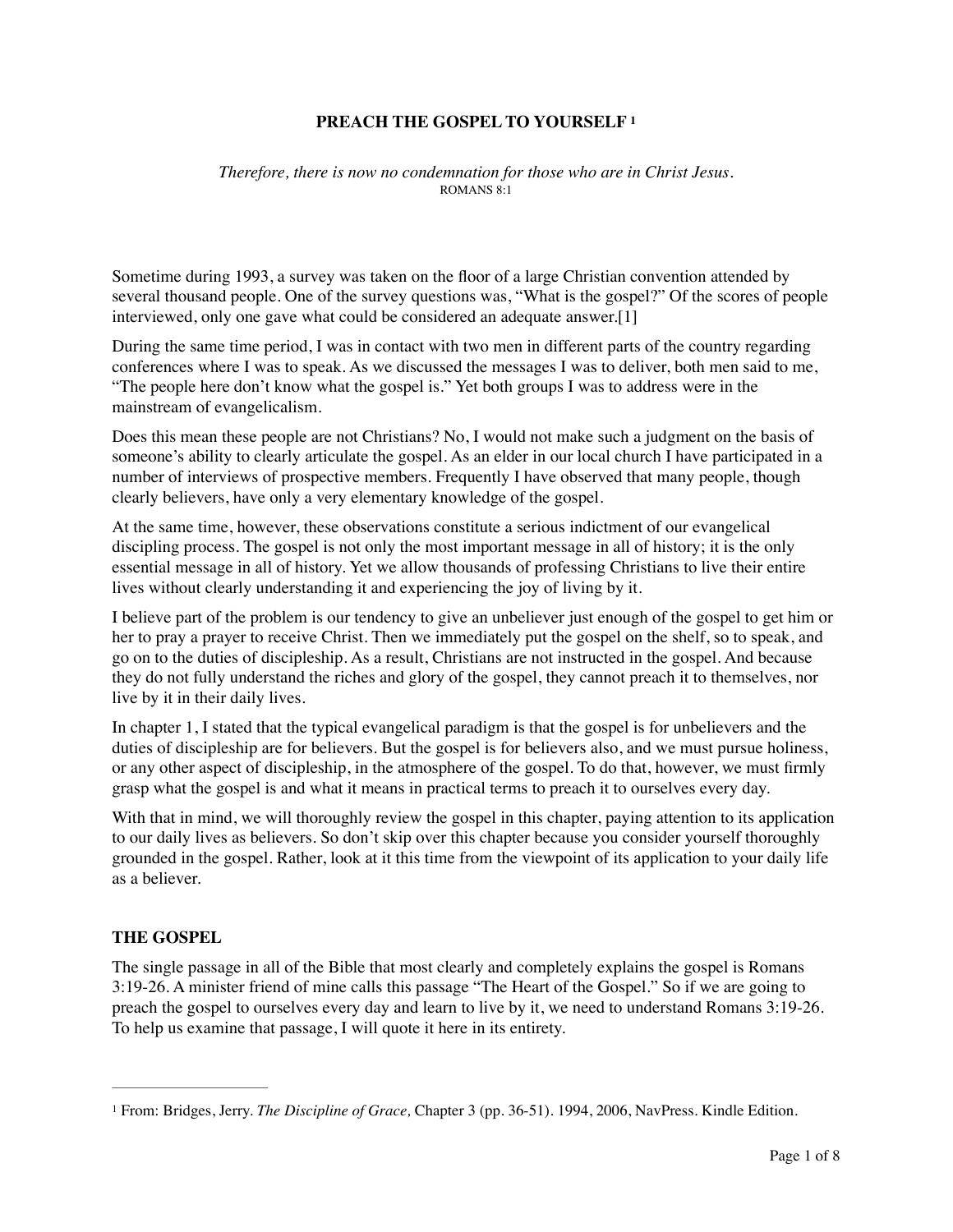# PREACH THE GOSPEL TO YOURSELF [1]

*Therefore, there is now no condemnation for those who are in Christ Jesus.*
ROMANS 8:1

Sometime during 1993, a survey was taken on the floor of a large Christian convention attended by several thousand people. One of the survey questions was, "What is the gospel?" Of the scores of people interviewed, only one gave what could be considered an adequate answer.[1]

During the same time period, I was in contact with two men in different parts of the country regarding conferences where I was to speak. As we discussed the messages I was to deliver, both men said to me, "The people here don't know what the gospel is." Yet both groups I was to address were in the mainstream of evangelicalism.

Does this mean these people are not Christians? No, I would not make such a judgment on the basis of someone's ability to clearly articulate the gospel. As an elder in our local church I have participated in a number of interviews of prospective members. Frequently I have observed that many people, though clearly believers, have only a very elementary knowledge of the gospel.

At the same time, however, these observations constitute a serious indictment of our evangelical discipling process. The gospel is not only the most important message in all of history; it is the only essential message in all of history. Yet we allow thousands of professing Christians to live their entire lives without clearly understanding it and experiencing the joy of living by it.

I believe part of the problem is our tendency to give an unbeliever just enough of the gospel to get him or her to pray a prayer to receive Christ. Then we immediately put the gospel on the shelf, so to speak, and go on to the duties of discipleship. As a result, Christians are not instructed in the gospel. And because they do not fully understand the riches and glory of the gospel, they cannot preach it to themselves, nor live by it in their daily lives.

In chapter 1, I stated that the typical evangelical paradigm is that the gospel is for unbelievers and the duties of discipleship are for believers. But the gospel is for believers also, and we must pursue holiness, or any other aspect of discipleship, in the atmosphere of the gospel. To do that, however, we must firmly grasp what the gospel is and what it means in practical terms to preach it to ourselves every day.

With that in mind, we will thoroughly review the gospel in this chapter, paying attention to its application to our daily lives as believers. So don't skip over this chapter because you consider yourself thoroughly grounded in the gospel. Rather, look at it this time from the viewpoint of its application to your daily life as a believer.

## THE GOSPEL

The single passage in all of the Bible that most clearly and completely explains the gospel is Romans 3:19-26. A minister friend of mine calls this passage "The Heart of the Gospel." So if we are going to preach the gospel to ourselves every day and learn to live by it, we need to understand Romans 3:19-26. To help us examine that passage, I will quote it here in its entirety.

---

[1] From: Bridges, Jerry. *The Discipline of Grace,* Chapter 3 (pp. 36-51). 1994, 2006, NavPress. Kindle Edition.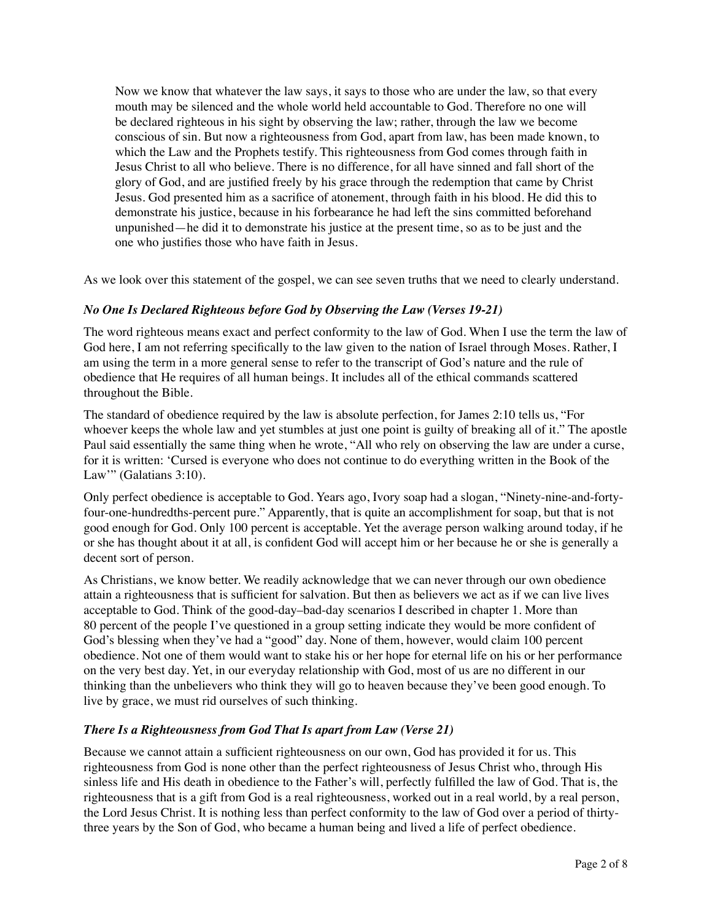> Now we know that whatever the law says, it says to those who are under the law, so that every mouth may be silenced and the whole world held accountable to God. Therefore no one will be declared righteous in his sight by observing the law; rather, through the law we become conscious of sin. But now a righteousness from God, apart from law, has been made known, to which the Law and the Prophets testify. This righteousness from God comes through faith in Jesus Christ to all who believe. There is no difference, for all have sinned and fall short of the glory of God, and are justified freely by his grace through the redemption that came by Christ Jesus. God presented him as a sacrifice of atonement, through faith in his blood. He did this to demonstrate his justice, because in his forbearance he had left the sins committed beforehand unpunished—he did it to demonstrate his justice at the present time, so as to be just and the one who justifies those who have faith in Jesus.

As we look over this statement of the gospel, we can see seven truths that we need to clearly understand.

### *No One Is Declared Righteous before God by Observing the Law (Verses 19-21)*

The word righteous means exact and perfect conformity to the law of God. When I use the term the law of God here, I am not referring specifically to the law given to the nation of Israel through Moses. Rather, I am using the term in a more general sense to refer to the transcript of God's nature and the rule of obedience that He requires of all human beings. It includes all of the ethical commands scattered throughout the Bible.

The standard of obedience required by the law is absolute perfection, for James 2:10 tells us, "For whoever keeps the whole law and yet stumbles at just one point is guilty of breaking all of it." The apostle Paul said essentially the same thing when he wrote, "All who rely on observing the law are under a curse, for it is written: 'Cursed is everyone who does not continue to do everything written in the Book of the Law'" (Galatians 3:10).

Only perfect obedience is acceptable to God. Years ago, Ivory soap had a slogan, "Ninety-nine-and-forty-four-one-hundredths-percent pure." Apparently, that is quite an accomplishment for soap, but that is not good enough for God. Only 100 percent is acceptable. Yet the average person walking around today, if he or she has thought about it at all, is confident God will accept him or her because he or she is generally a decent sort of person.

As Christians, we know better. We readily acknowledge that we can never through our own obedience attain a righteousness that is sufficient for salvation. But then as believers we act as if we can live lives acceptable to God. Think of the good-day–bad-day scenarios I described in chapter 1. More than 80 percent of the people I've questioned in a group setting indicate they would be more confident of God's blessing when they've had a "good" day. None of them, however, would claim 100 percent obedience. Not one of them would want to stake his or her hope for eternal life on his or her performance on the very best day. Yet, in our everyday relationship with God, most of us are no different in our thinking than the unbelievers who think they will go to heaven because they've been good enough. To live by grace, we must rid ourselves of such thinking.

### *There Is a Righteousness from God That Is apart from Law (Verse 21)*

Because we cannot attain a sufficient righteousness on our own, God has provided it for us. This righteousness from God is none other than the perfect righteousness of Jesus Christ who, through His sinless life and His death in obedience to the Father's will, perfectly fulfilled the law of God. That is, the righteousness that is a gift from God is a real righteousness, worked out in a real world, by a real person, the Lord Jesus Christ. It is nothing less than perfect conformity to the law of God over a period of thirty-three years by the Son of God, who became a human being and lived a life of perfect obedience.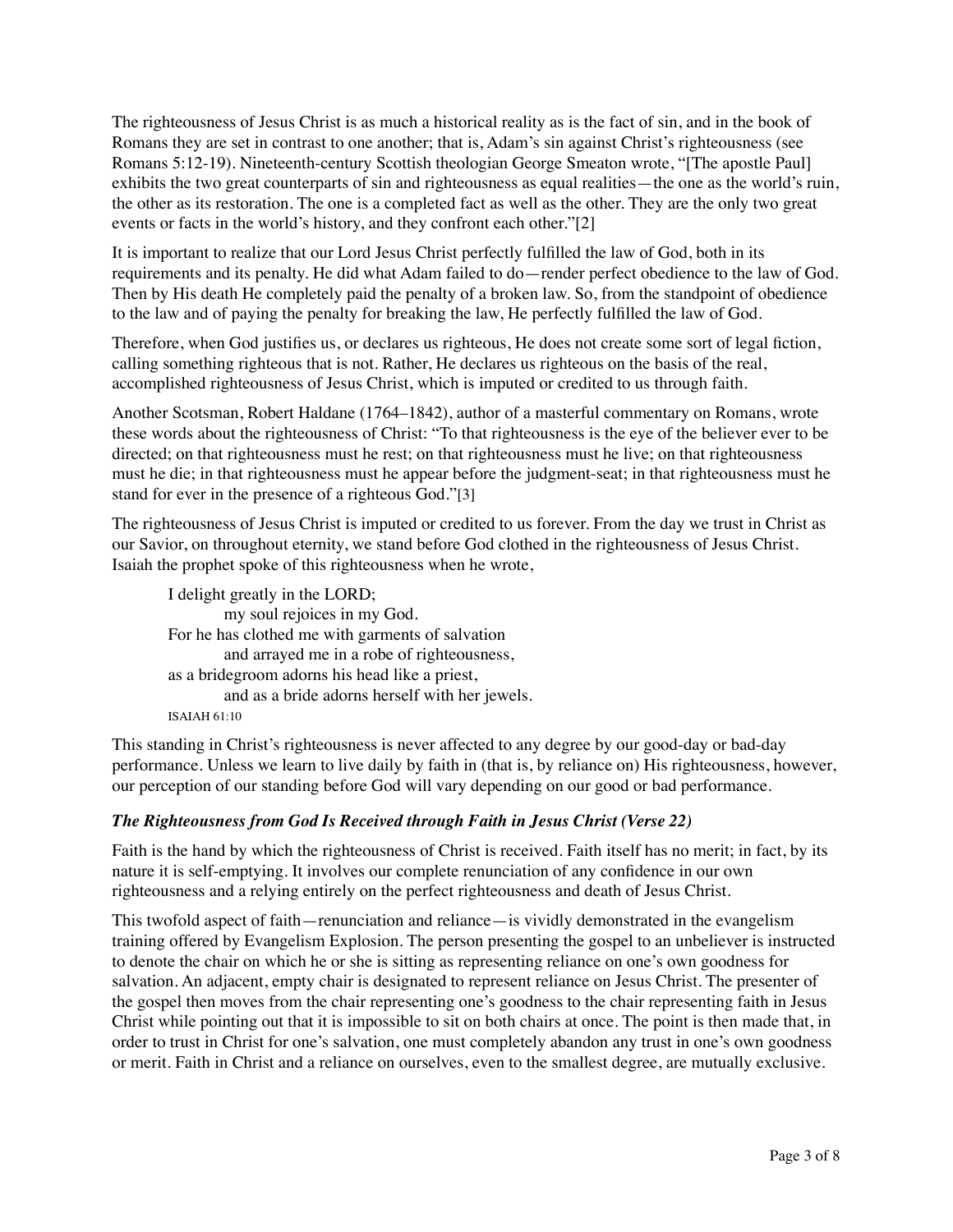The righteousness of Jesus Christ is as much a historical reality as is the fact of sin, and in the book of Romans they are set in contrast to one another; that is, Adam's sin against Christ's righteousness (see Romans 5:12-19). Nineteenth-century Scottish theologian George Smeaton wrote, "[The apostle Paul] exhibits the two great counterparts of sin and righteousness as equal realities—the one as the world's ruin, the other as its restoration. The one is a completed fact as well as the other. They are the only two great events or facts in the world's history, and they confront each other."[2]

It is important to realize that our Lord Jesus Christ perfectly fulfilled the law of God, both in its requirements and its penalty. He did what Adam failed to do—render perfect obedience to the law of God. Then by His death He completely paid the penalty of a broken law. So, from the standpoint of obedience to the law and of paying the penalty for breaking the law, He perfectly fulfilled the law of God.

Therefore, when God justifies us, or declares us righteous, He does not create some sort of legal fiction, calling something righteous that is not. Rather, He declares us righteous on the basis of the real, accomplished righteousness of Jesus Christ, which is imputed or credited to us through faith.

Another Scotsman, Robert Haldane (1764–1842), author of a masterful commentary on Romans, wrote these words about the righteousness of Christ: "To that righteousness is the eye of the believer ever to be directed; on that righteousness must he rest; on that righteousness must he live; on that righteousness must he die; in that righteousness must he appear before the judgment-seat; in that righteousness must he stand for ever in the presence of a righteous God."[3]

The righteousness of Jesus Christ is imputed or credited to us forever. From the day we trust in Christ as our Savior, on throughout eternity, we stand before God clothed in the righteousness of Jesus Christ. Isaiah the prophet spoke of this righteousness when he wrote,

> I delight greatly in the LORD;
> my soul rejoices in my God.
> For he has clothed me with garments of salvation
> and arrayed me in a robe of righteousness,
> as a bridegroom adorns his head like a priest,
> and as a bride adorns herself with her jewels.
> ISAIAH 61:10

This standing in Christ's righteousness is never affected to any degree by our good-day or bad-day performance. Unless we learn to live daily by faith in (that is, by reliance on) His righteousness, however, our perception of our standing before God will vary depending on our good or bad performance.

### *The Righteousness from God Is Received through Faith in Jesus Christ (Verse 22)*

Faith is the hand by which the righteousness of Christ is received. Faith itself has no merit; in fact, by its nature it is self-emptying. It involves our complete renunciation of any confidence in our own righteousness and a relying entirely on the perfect righteousness and death of Jesus Christ.

This twofold aspect of faith—renunciation and reliance—is vividly demonstrated in the evangelism training offered by Evangelism Explosion. The person presenting the gospel to an unbeliever is instructed to denote the chair on which he or she is sitting as representing reliance on one's own goodness for salvation. An adjacent, empty chair is designated to represent reliance on Jesus Christ. The presenter of the gospel then moves from the chair representing one's goodness to the chair representing faith in Jesus Christ while pointing out that it is impossible to sit on both chairs at once. The point is then made that, in order to trust in Christ for one's salvation, one must completely abandon any trust in one's own goodness or merit. Faith in Christ and a reliance on ourselves, even to the smallest degree, are mutually exclusive.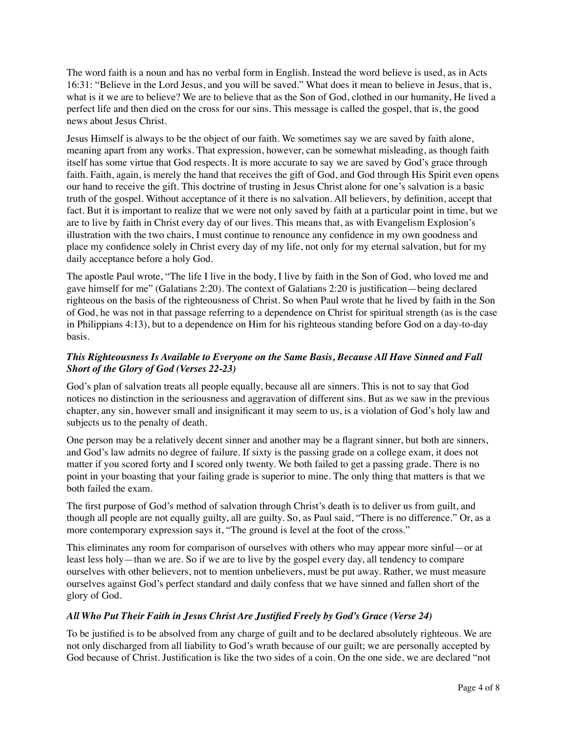The word faith is a noun and has no verbal form in English. Instead the word believe is used, as in Acts 16:31: "Believe in the Lord Jesus, and you will be saved." What does it mean to believe in Jesus, that is, what is it we are to believe? We are to believe that as the Son of God, clothed in our humanity, He lived a perfect life and then died on the cross for our sins. This message is called the gospel, that is, the good news about Jesus Christ.

Jesus Himself is always to be the object of our faith. We sometimes say we are saved by faith alone, meaning apart from any works. That expression, however, can be somewhat misleading, as though faith itself has some virtue that God respects. It is more accurate to say we are saved by God's grace through faith. Faith, again, is merely the hand that receives the gift of God, and God through His Spirit even opens our hand to receive the gift. This doctrine of trusting in Jesus Christ alone for one's salvation is a basic truth of the gospel. Without acceptance of it there is no salvation. All believers, by definition, accept that fact. But it is important to realize that we were not only saved by faith at a particular point in time, but we are to live by faith in Christ every day of our lives. This means that, as with Evangelism Explosion's illustration with the two chairs, I must continue to renounce any confidence in my own goodness and place my confidence solely in Christ every day of my life, not only for my eternal salvation, but for my daily acceptance before a holy God.

The apostle Paul wrote, "The life I live in the body, I live by faith in the Son of God, who loved me and gave himself for me" (Galatians 2:20). The context of Galatians 2:20 is justification—being declared righteous on the basis of the righteousness of Christ. So when Paul wrote that he lived by faith in the Son of God, he was not in that passage referring to a dependence on Christ for spiritual strength (as is the case in Philippians 4:13), but to a dependence on Him for his righteous standing before God on a day-to-day basis.

### *This Righteousness Is Available to Everyone on the Same Basis, Because All Have Sinned and Fall Short of the Glory of God (Verses 22-23)*

God's plan of salvation treats all people equally, because all are sinners. This is not to say that God notices no distinction in the seriousness and aggravation of different sins. But as we saw in the previous chapter, any sin, however small and insignificant it may seem to us, is a violation of God's holy law and subjects us to the penalty of death.

One person may be a relatively decent sinner and another may be a flagrant sinner, but both are sinners, and God's law admits no degree of failure. If sixty is the passing grade on a college exam, it does not matter if you scored forty and I scored only twenty. We both failed to get a passing grade. There is no point in your boasting that your failing grade is superior to mine. The only thing that matters is that we both failed the exam.

The first purpose of God's method of salvation through Christ's death is to deliver us from guilt, and though all people are not equally guilty, all are guilty. So, as Paul said, "There is no difference." Or, as a more contemporary expression says it, "The ground is level at the foot of the cross."

This eliminates any room for comparison of ourselves with others who may appear more sinful—or at least less holy—than we are. So if we are to live by the gospel every day, all tendency to compare ourselves with other believers, not to mention unbelievers, must be put away. Rather, we must measure ourselves against God's perfect standard and daily confess that we have sinned and fallen short of the glory of God.

### *All Who Put Their Faith in Jesus Christ Are Justified Freely by God's Grace (Verse 24)*

To be justified is to be absolved from any charge of guilt and to be declared absolutely righteous. We are not only discharged from all liability to God's wrath because of our guilt; we are personally accepted by God because of Christ. Justification is like the two sides of a coin. On the one side, we are declared "not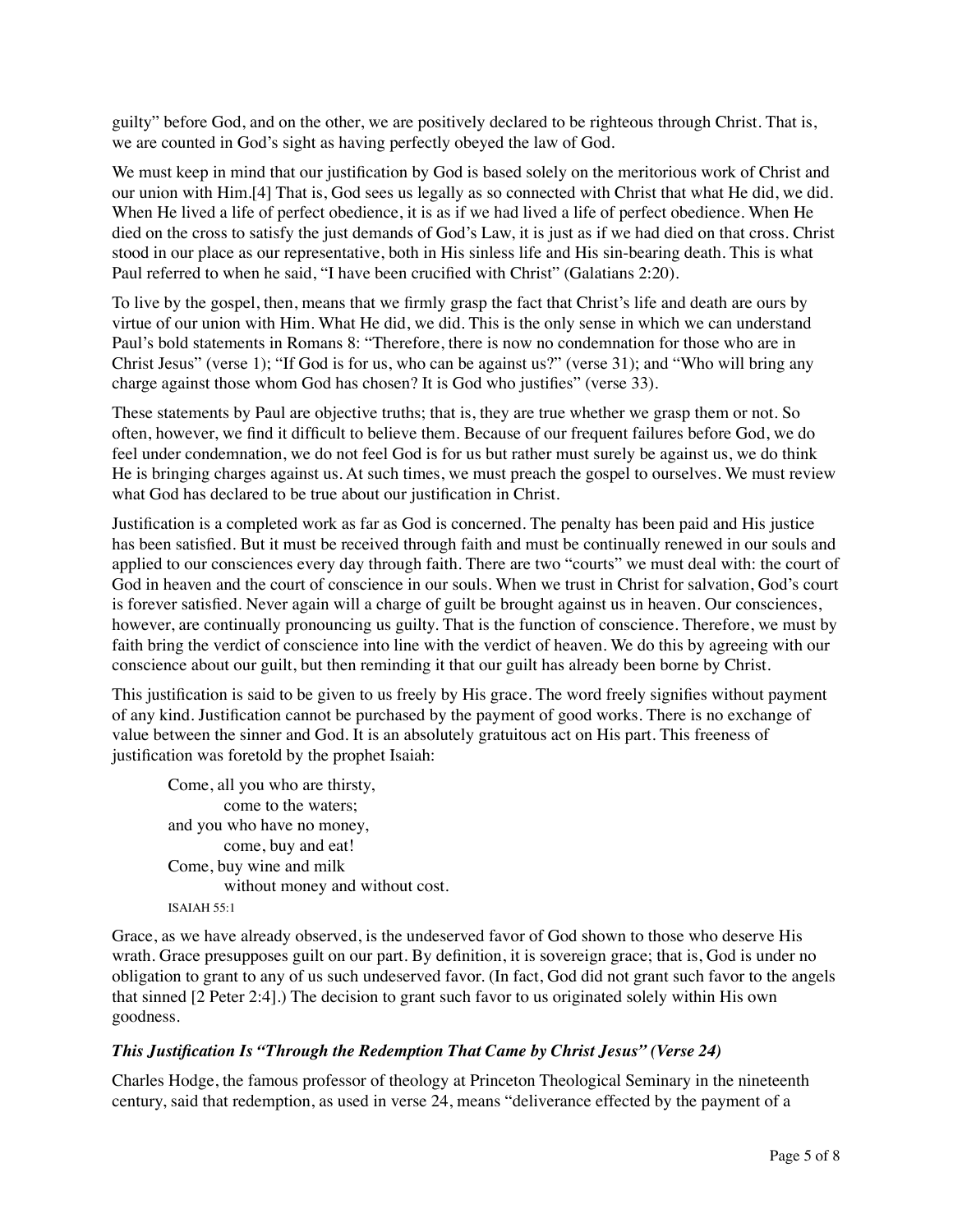guilty" before God, and on the other, we are positively declared to be righteous through Christ. That is, we are counted in God's sight as having perfectly obeyed the law of God.

We must keep in mind that our justification by God is based solely on the meritorious work of Christ and our union with Him.[4] That is, God sees us legally as so connected with Christ that what He did, we did. When He lived a life of perfect obedience, it is as if we had lived a life of perfect obedience. When He died on the cross to satisfy the just demands of God's Law, it is just as if we had died on that cross. Christ stood in our place as our representative, both in His sinless life and His sin-bearing death. This is what Paul referred to when he said, "I have been crucified with Christ" (Galatians 2:20).

To live by the gospel, then, means that we firmly grasp the fact that Christ's life and death are ours by virtue of our union with Him. What He did, we did. This is the only sense in which we can understand Paul's bold statements in Romans 8: "Therefore, there is now no condemnation for those who are in Christ Jesus" (verse 1); "If God is for us, who can be against us?" (verse 31); and "Who will bring any charge against those whom God has chosen? It is God who justifies" (verse 33).

These statements by Paul are objective truths; that is, they are true whether we grasp them or not. So often, however, we find it difficult to believe them. Because of our frequent failures before God, we do feel under condemnation, we do not feel God is for us but rather must surely be against us, we do think He is bringing charges against us. At such times, we must preach the gospel to ourselves. We must review what God has declared to be true about our justification in Christ.

Justification is a completed work as far as God is concerned. The penalty has been paid and His justice has been satisfied. But it must be received through faith and must be continually renewed in our souls and applied to our consciences every day through faith. There are two "courts" we must deal with: the court of God in heaven and the court of conscience in our souls. When we trust in Christ for salvation, God's court is forever satisfied. Never again will a charge of guilt be brought against us in heaven. Our consciences, however, are continually pronouncing us guilty. That is the function of conscience. Therefore, we must by faith bring the verdict of conscience into line with the verdict of heaven. We do this by agreeing with our conscience about our guilt, but then reminding it that our guilt has already been borne by Christ.

This justification is said to be given to us freely by His grace. The word freely signifies without payment of any kind. Justification cannot be purchased by the payment of good works. There is no exchange of value between the sinner and God. It is an absolutely gratuitous act on His part. This freeness of justification was foretold by the prophet Isaiah:

> Come, all you who are thirsty,
> &nbsp;&nbsp;&nbsp;&nbsp;&nbsp;&nbsp;&nbsp;&nbsp;come to the waters;
> and you who have no money,
> &nbsp;&nbsp;&nbsp;&nbsp;&nbsp;&nbsp;&nbsp;&nbsp;come, buy and eat!
> Come, buy wine and milk
> &nbsp;&nbsp;&nbsp;&nbsp;&nbsp;&nbsp;&nbsp;&nbsp;without money and without cost.
>
> ISAIAH 55:1

Grace, as we have already observed, is the undeserved favor of God shown to those who deserve His wrath. Grace presupposes guilt on our part. By definition, it is sovereign grace; that is, God is under no obligation to grant to any of us such undeserved favor. (In fact, God did not grant such favor to the angels that sinned [2 Peter 2:4].) The decision to grant such favor to us originated solely within His own goodness.

### *This Justification Is "Through the Redemption That Came by Christ Jesus" (Verse 24)*

Charles Hodge, the famous professor of theology at Princeton Theological Seminary in the nineteenth century, said that redemption, as used in verse 24, means "deliverance effected by the payment of a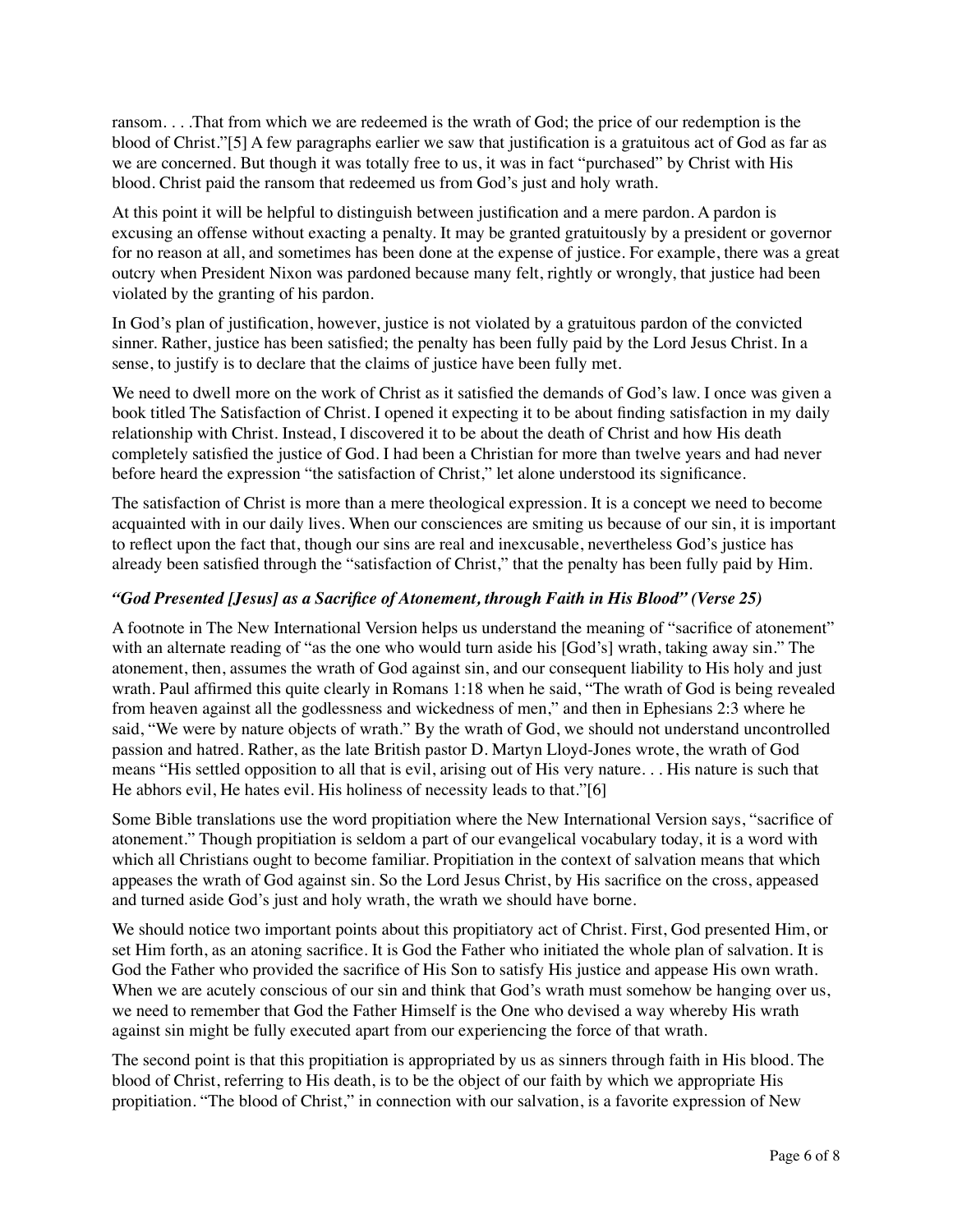ransom. . . .That from which we are redeemed is the wrath of God; the price of our redemption is the blood of Christ."[5] A few paragraphs earlier we saw that justification is a gratuitous act of God as far as we are concerned. But though it was totally free to us, it was in fact "purchased" by Christ with His blood. Christ paid the ransom that redeemed us from God's just and holy wrath.

At this point it will be helpful to distinguish between justification and a mere pardon. A pardon is excusing an offense without exacting a penalty. It may be granted gratuitously by a president or governor for no reason at all, and sometimes has been done at the expense of justice. For example, there was a great outcry when President Nixon was pardoned because many felt, rightly or wrongly, that justice had been violated by the granting of his pardon.

In God's plan of justification, however, justice is not violated by a gratuitous pardon of the convicted sinner. Rather, justice has been satisfied; the penalty has been fully paid by the Lord Jesus Christ. In a sense, to justify is to declare that the claims of justice have been fully met.

We need to dwell more on the work of Christ as it satisfied the demands of God's law. I once was given a book titled The Satisfaction of Christ. I opened it expecting it to be about finding satisfaction in my daily relationship with Christ. Instead, I discovered it to be about the death of Christ and how His death completely satisfied the justice of God. I had been a Christian for more than twelve years and had never before heard the expression "the satisfaction of Christ," let alone understood its significance.

The satisfaction of Christ is more than a mere theological expression. It is a concept we need to become acquainted with in our daily lives. When our consciences are smiting us because of our sin, it is important to reflect upon the fact that, though our sins are real and inexcusable, nevertheless God's justice has already been satisfied through the "satisfaction of Christ," that the penalty has been fully paid by Him.

### *"God Presented [Jesus] as a Sacrifice of Atonement, through Faith in His Blood" (Verse 25)*

A footnote in The New International Version helps us understand the meaning of "sacrifice of atonement" with an alternate reading of "as the one who would turn aside his [God's] wrath, taking away sin." The atonement, then, assumes the wrath of God against sin, and our consequent liability to His holy and just wrath. Paul affirmed this quite clearly in Romans 1:18 when he said, "The wrath of God is being revealed from heaven against all the godlessness and wickedness of men," and then in Ephesians 2:3 where he said, "We were by nature objects of wrath." By the wrath of God, we should not understand uncontrolled passion and hatred. Rather, as the late British pastor D. Martyn Lloyd-Jones wrote, the wrath of God means "His settled opposition to all that is evil, arising out of His very nature. . . His nature is such that He abhors evil, He hates evil. His holiness of necessity leads to that."[6]

Some Bible translations use the word propitiation where the New International Version says, "sacrifice of atonement." Though propitiation is seldom a part of our evangelical vocabulary today, it is a word with which all Christians ought to become familiar. Propitiation in the context of salvation means that which appeases the wrath of God against sin. So the Lord Jesus Christ, by His sacrifice on the cross, appeased and turned aside God's just and holy wrath, the wrath we should have borne.

We should notice two important points about this propitiatory act of Christ. First, God presented Him, or set Him forth, as an atoning sacrifice. It is God the Father who initiated the whole plan of salvation. It is God the Father who provided the sacrifice of His Son to satisfy His justice and appease His own wrath. When we are acutely conscious of our sin and think that God's wrath must somehow be hanging over us, we need to remember that God the Father Himself is the One who devised a way whereby His wrath against sin might be fully executed apart from our experiencing the force of that wrath.

The second point is that this propitiation is appropriated by us as sinners through faith in His blood. The blood of Christ, referring to His death, is to be the object of our faith by which we appropriate His propitiation. "The blood of Christ," in connection with our salvation, is a favorite expression of New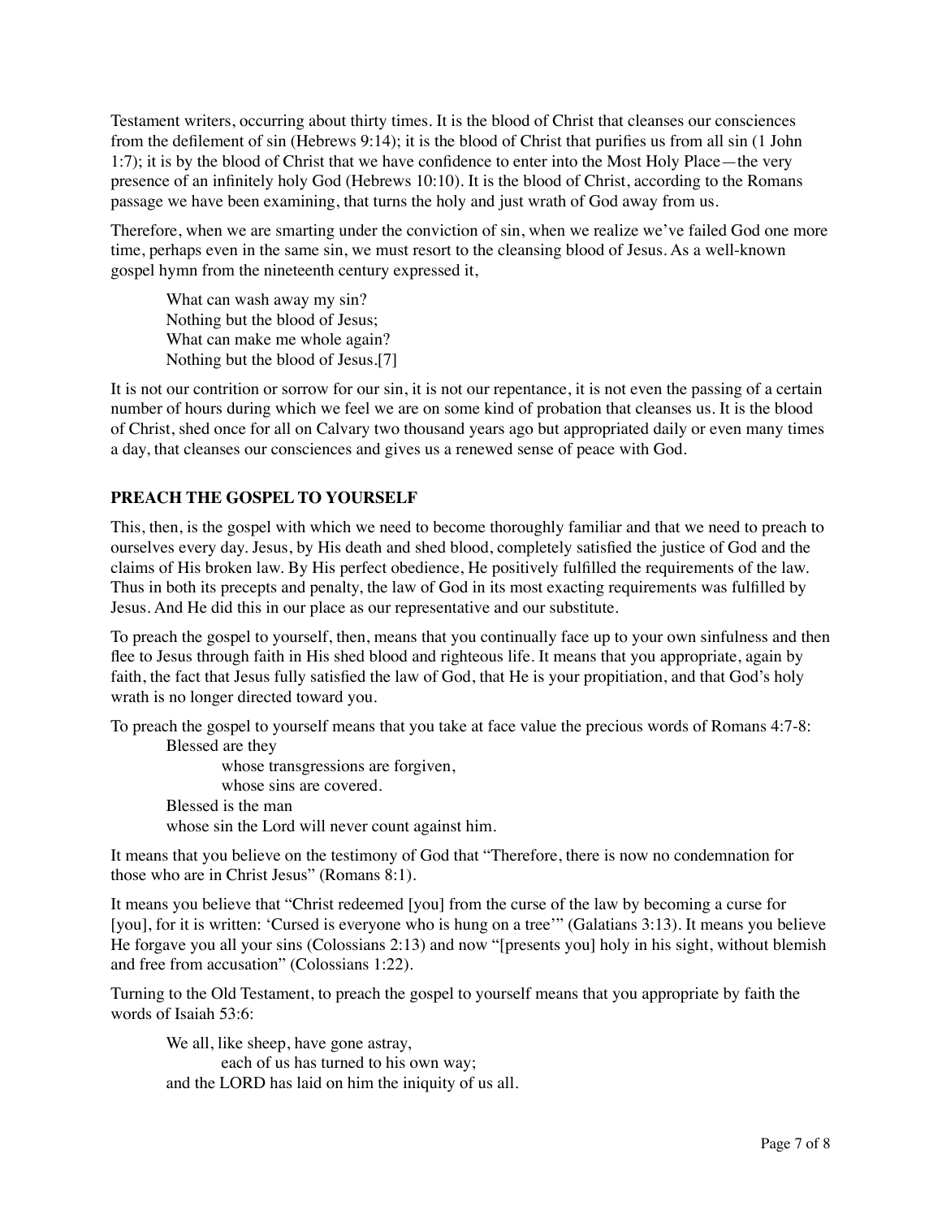Testament writers, occurring about thirty times. It is the blood of Christ that cleanses our consciences from the defilement of sin (Hebrews 9:14); it is the blood of Christ that purifies us from all sin (1 John 1:7); it is by the blood of Christ that we have confidence to enter into the Most Holy Place—the very presence of an infinitely holy God (Hebrews 10:10). It is the blood of Christ, according to the Romans passage we have been examining, that turns the holy and just wrath of God away from us.

Therefore, when we are smarting under the conviction of sin, when we realize we've failed God one more time, perhaps even in the same sin, we must resort to the cleansing blood of Jesus. As a well-known gospel hymn from the nineteenth century expressed it,

> What can wash away my sin?
> Nothing but the blood of Jesus;
> What can make me whole again?
> Nothing but the blood of Jesus.[7]

It is not our contrition or sorrow for our sin, it is not our repentance, it is not even the passing of a certain number of hours during which we feel we are on some kind of probation that cleanses us. It is the blood of Christ, shed once for all on Calvary two thousand years ago but appropriated daily or even many times a day, that cleanses our consciences and gives us a renewed sense of peace with God.

## PREACH THE GOSPEL TO YOURSELF

This, then, is the gospel with which we need to become thoroughly familiar and that we need to preach to ourselves every day. Jesus, by His death and shed blood, completely satisfied the justice of God and the claims of His broken law. By His perfect obedience, He positively fulfilled the requirements of the law. Thus in both its precepts and penalty, the law of God in its most exacting requirements was fulfilled by Jesus. And He did this in our place as our representative and our substitute.

To preach the gospel to yourself, then, means that you continually face up to your own sinfulness and then flee to Jesus through faith in His shed blood and righteous life. It means that you appropriate, again by faith, the fact that Jesus fully satisfied the law of God, that He is your propitiation, and that God's holy wrath is no longer directed toward you.

To preach the gospel to yourself means that you take at face value the precious words of Romans 4:7-8:

> Blessed are they
> whose transgressions are forgiven,
> whose sins are covered.
> Blessed is the man
> whose sin the Lord will never count against him.

It means that you believe on the testimony of God that "Therefore, there is now no condemnation for those who are in Christ Jesus" (Romans 8:1).

It means you believe that "Christ redeemed [you] from the curse of the law by becoming a curse for [you], for it is written: 'Cursed is everyone who is hung on a tree'" (Galatians 3:13). It means you believe He forgave you all your sins (Colossians 2:13) and now "[presents you] holy in his sight, without blemish and free from accusation" (Colossians 1:22).

Turning to the Old Testament, to preach the gospel to yourself means that you appropriate by faith the words of Isaiah 53:6:

> We all, like sheep, have gone astray,
> each of us has turned to his own way;
> and the LORD has laid on him the iniquity of us all.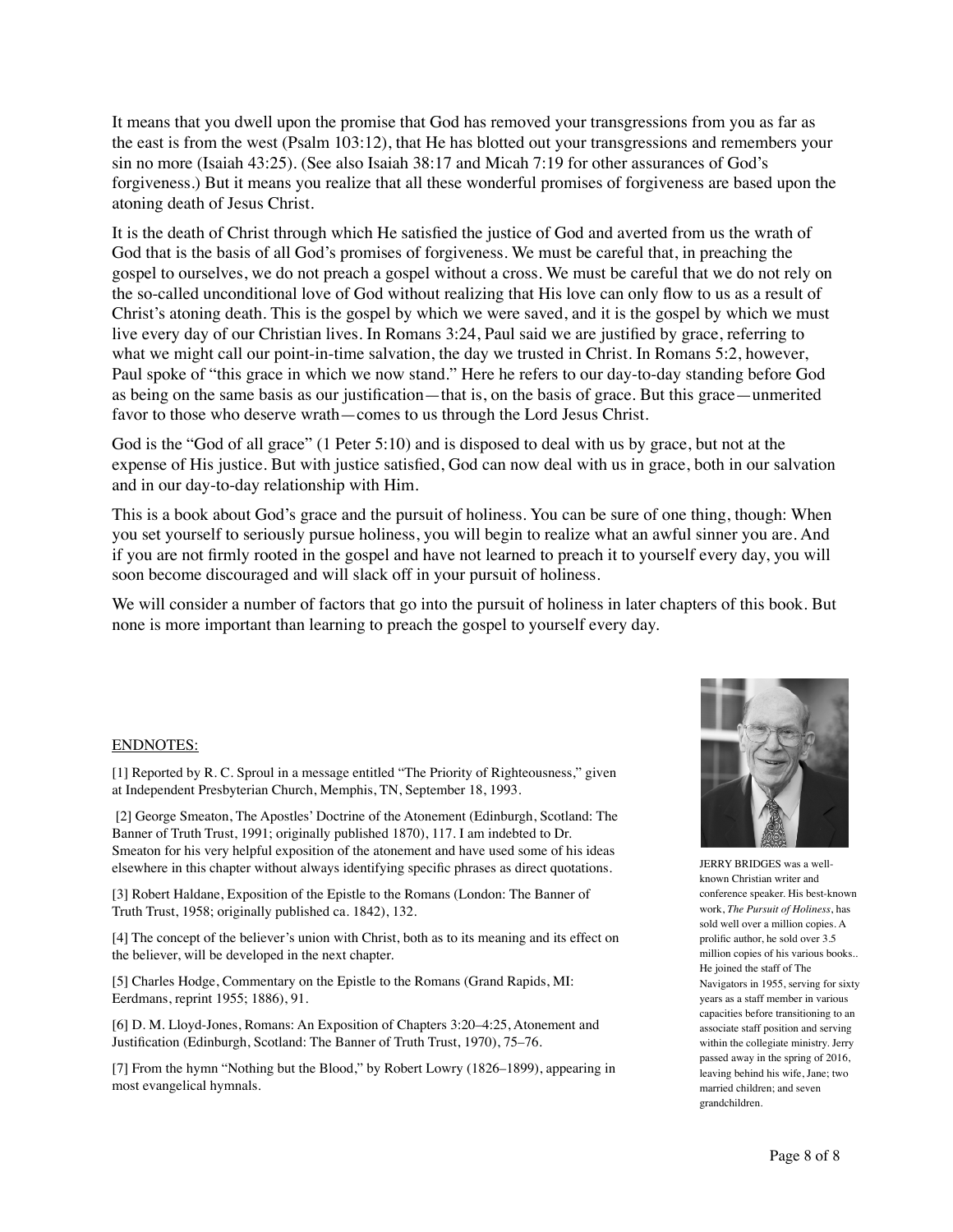It means that you dwell upon the promise that God has removed your transgressions from you as far as the east is from the west (Psalm 103:12), that He has blotted out your transgressions and remembers your sin no more (Isaiah 43:25). (See also Isaiah 38:17 and Micah 7:19 for other assurances of God's forgiveness.) But it means you realize that all these wonderful promises of forgiveness are based upon the atoning death of Jesus Christ.

It is the death of Christ through which He satisfied the justice of God and averted from us the wrath of God that is the basis of all God's promises of forgiveness. We must be careful that, in preaching the gospel to ourselves, we do not preach a gospel without a cross. We must be careful that we do not rely on the so-called unconditional love of God without realizing that His love can only flow to us as a result of Christ's atoning death. This is the gospel by which we were saved, and it is the gospel by which we must live every day of our Christian lives. In Romans 3:24, Paul said we are justified by grace, referring to what we might call our point-in-time salvation, the day we trusted in Christ. In Romans 5:2, however, Paul spoke of "this grace in which we now stand." Here he refers to our day-to-day standing before God as being on the same basis as our justification—that is, on the basis of grace. But this grace—unmerited favor to those who deserve wrath—comes to us through the Lord Jesus Christ.

God is the "God of all grace" (1 Peter 5:10) and is disposed to deal with us by grace, but not at the expense of His justice. But with justice satisfied, God can now deal with us in grace, both in our salvation and in our day-to-day relationship with Him.

This is a book about God's grace and the pursuit of holiness. You can be sure of one thing, though: When you set yourself to seriously pursue holiness, you will begin to realize what an awful sinner you are. And if you are not firmly rooted in the gospel and have not learned to preach it to yourself every day, you will soon become discouraged and will slack off in your pursuit of holiness.

We will consider a number of factors that go into the pursuit of holiness in later chapters of this book. But none is more important than learning to preach the gospel to yourself every day.

ENDNOTES:

[1] Reported by R. C. Sproul in a message entitled "The Priority of Righteousness," given at Independent Presbyterian Church, Memphis, TN, September 18, 1993.

[2] George Smeaton, The Apostles' Doctrine of the Atonement (Edinburgh, Scotland: The Banner of Truth Trust, 1991; originally published 1870), 117. I am indebted to Dr. Smeaton for his very helpful exposition of the atonement and have used some of his ideas elsewhere in this chapter without always identifying specific phrases as direct quotations.

[3] Robert Haldane, Exposition of the Epistle to the Romans (London: The Banner of Truth Trust, 1958; originally published ca. 1842), 132.

[4] The concept of the believer's union with Christ, both as to its meaning and its effect on the believer, will be developed in the next chapter.

[5] Charles Hodge, Commentary on the Epistle to the Romans (Grand Rapids, MI: Eerdmans, reprint 1955; 1886), 91.

[6] D. M. Lloyd-Jones, Romans: An Exposition of Chapters 3:20–4:25, Atonement and Justification (Edinburgh, Scotland: The Banner of Truth Trust, 1970), 75–76.

[7] From the hymn "Nothing but the Blood," by Robert Lowry (1826–1899), appearing in most evangelical hymnals.

JERRY BRIDGES was a well-known Christian writer and conference speaker. His best-known work, *The Pursuit of Holiness*, has sold well over a million copies. A prolific author, he sold over 3.5 million copies of his various books.. He joined the staff of The Navigators in 1955, serving for sixty years as a staff member in various capacities before transitioning to an associate staff position and serving within the collegiate ministry. Jerry passed away in the spring of 2016, leaving behind his wife, Jane; two married children; and seven grandchildren.